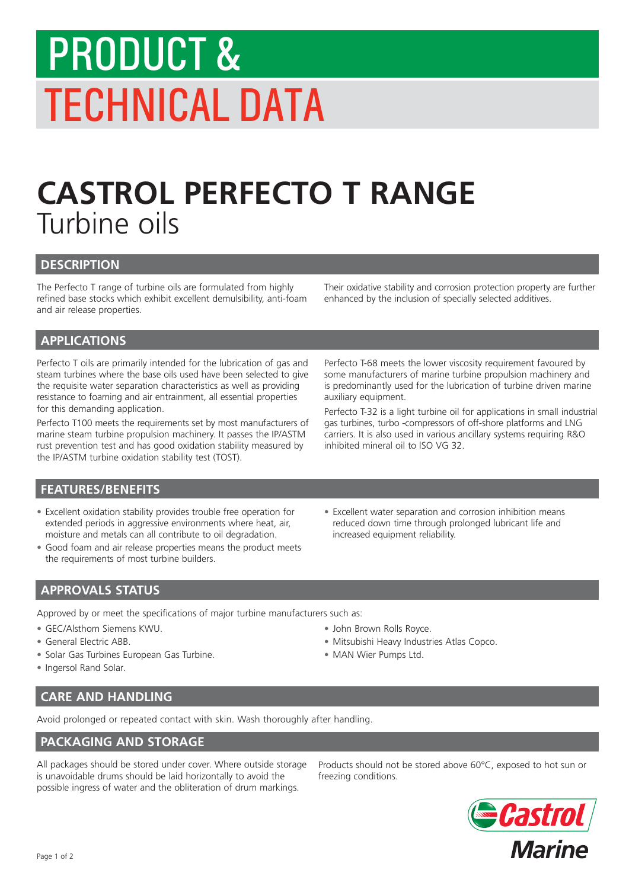# PRODUCT & TECHNICAL DATA

# CASTROL PERFECTO T RANGE

## Turbine oils

### DESCRIPTION

The Perfecto T range of turbine oils are formulated from highly refined base stocks which exhibit excellent demulsibility, anti-foam and air release properties.

Their oxidative stability and corrosion protection property are further enhanced by the inclusion of specially selected additives.

### APPLICATIONS

Perfecto T oils are primarily intended for the lubrication of gas and steam turbines where the base oils used have been selected to give the requisite water separation characteristics as well as providing resistance to foaming and air entrainment, all essential properties for this demanding application.

Perfecto T100 meets the requirements set by most manufacturers of marine steam turbine propulsion machinery. It passes the IP/ASTM rust prevention test and has good oxidation stability measured by the IP/ASTM turbine oxidation stability test (TOST).

Perfecto T-68 meets the lower viscosity requirement favoured by some manufacturers of marine turbine propulsion machinery and is predominantly used for the lubrication of turbine driven marine auxiliary equipment.

Perfecto T-32 is a light turbine oil for applications in small industrial gas turbines, turbo -compressors of off-shore platforms and LNG carriers. It is also used in various ancillary systems requiring R&O inhibited mineral oil to ISO VG 32.

### FEATURES/BENEFITS

- Excellent oxidation stability provides trouble free operation for extended periods in aggressive environments where heat, air, moisture and metals can all contribute to oil degradation.
- Good foam and air release properties means the product meets the requirements of most turbine builders.
- Excellent water separation and corrosion inhibition means reduced down time through prolonged lubricant life and increased equipment reliability.

### APPROVALS STATUS

Approved by or meet the specifications of major turbine manufacturers such as:

- GEC/Alsthom Siemens KWU.
- General Electric ABB.
- Solar Gas Turbines European Gas Turbine.
- Ingersol Rand Solar.
- John Brown Rolls Royce.
- Mitsubishi Heavy Industries Atlas Copco.
- MAN Wier Pumps Ltd.

### CARE AND HANDLING

Avoid prolonged or repeated contact with skin. Wash thoroughly after handling.

### PACKAGING AND STORAGE

All packages should be stored under cover. Where outside storage is unavoidable drums should be laid horizontally to avoid the possible ingress of water and the obliteration of drum markings.

Products should not be stored above 60°C, exposed to hot sun or freezing conditions.

Castrol Marine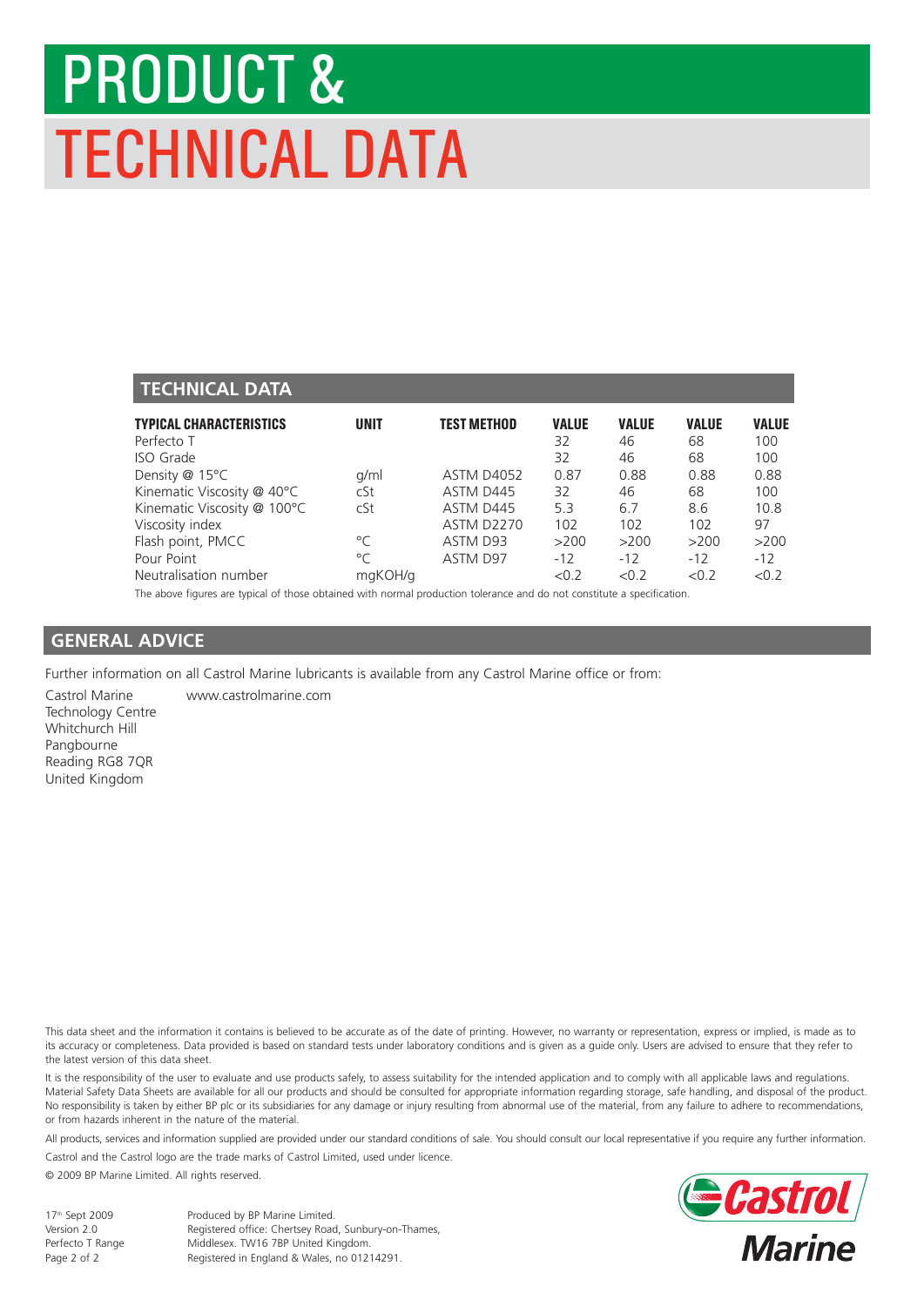# PRODUCT & TECHNICAL DATA

## TECHNICAL DATA

| TYPICAL CHARACTERISTICS | UNIT | TEST METHOD | VALUE | VALUE | VALUE | VALUE |
|---|---|---|---|---|---|---|
| Perfecto T | | | 32 | 46 | 68 | 100 |
| ISO Grade | | | 32 | 46 | 68 | 100 |
| Density @ 15°C | g/ml | ASTM D4052 | 0.87 | 0.88 | 0.88 | 0.88 |
| Kinematic Viscosity @ 40°C | cSt | ASTM D445 | 32 | 46 | 68 | 100 |
| Kinematic Viscosity @ 100°C | cSt | ASTM D445 | 5.3 | 6.7 | 8.6 | 10.8 |
| Viscosity index | | ASTM D2270 | 102 | 102 | 102 | 97 |
| Flash point, PMCC | °C | ASTM D93 | >200 | >200 | >200 | >200 |
| Pour Point | °C | ASTM D97 | -12 | -12 | -12 | -12 |
| Neutralisation number | mgKOH/g | | <0.2 | <0.2 | <0.2 | <0.2 |

The above figures are typical of those obtained with normal production tolerance and do not constitute a specification.

## GENERAL ADVICE

Further information on all Castrol Marine lubricants is available from any Castrol Marine office or from:

Castrol Marine
Technology Centre
Whitchurch Hill
Pangbourne
Reading RG8 7QR
United Kingdom

www.castrolmarine.com

This data sheet and the information it contains is believed to be accurate as of the date of printing. However, no warranty or representation, express or implied, is made as to its accuracy or completeness. Data provided is based on standard tests under laboratory conditions and is given as a guide only. Users are advised to ensure that they refer to the latest version of this data sheet.

It is the responsibility of the user to evaluate and use products safely, to assess suitability for the intended application and to comply with all applicable laws and regulations. Material Safety Data Sheets are available for all our products and should be consulted for appropriate information regarding storage, safe handling, and disposal of the product. No responsibility is taken by either BP plc or its subsidiaries for any damage or injury resulting from abnormal use of the material, from any failure to adhere to recommendations, or from hazards inherent in the nature of the material.

All products, services and information supplied are provided under our standard conditions of sale. You should consult our local representative if you require any further information.

Castrol and the Castrol logo are the trade marks of Castrol Limited, used under licence.

© 2009 BP Marine Limited. All rights reserved.

17th Sept 2009
Version 2.0
Perfecto T Range

Produced by BP Marine Limited.
Registered office: Chertsey Road, Sunbury-on-Thames,
Middlesex. TW16 7BP United Kingdom.
Registered in England & Wales, no 01214291.

Castrol Marine